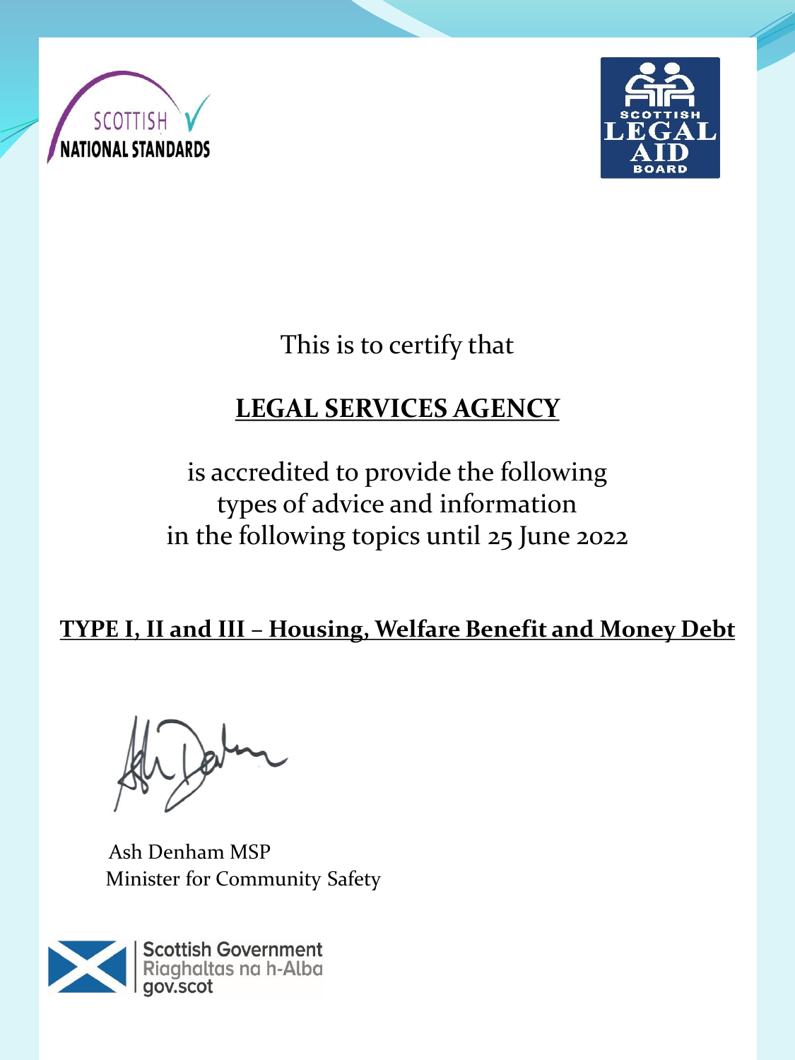SCOTTISH NATIONAL STANDARDS

SCOTTISH LEGAL AID BOARD

This is to certify that

**LEGAL SERVICES AGENCY**

is accredited to provide the following types of advice and information in the following topics until 25 June 2022

**TYPE I, II and III – Housing, Welfare Benefit and Money Debt**

Ash Denham MSP
Minister for Community Safety

Scottish Government
Riaghaltas na h-Alba
gov.scot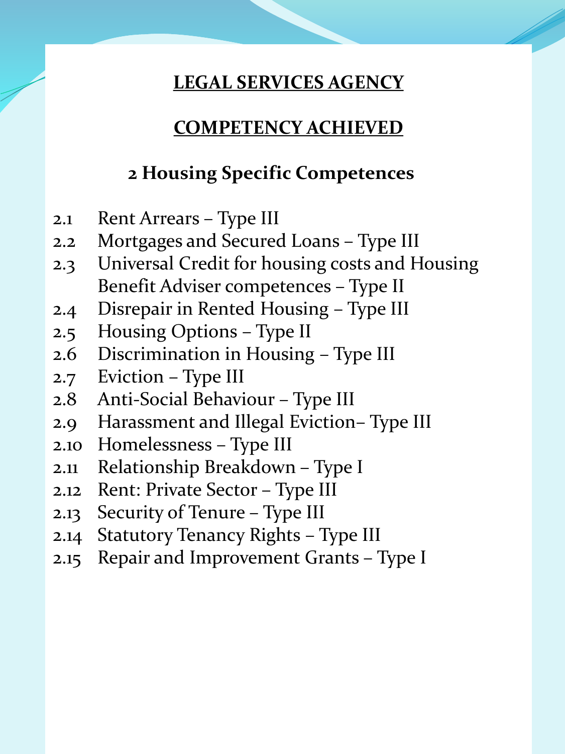# LEGAL SERVICES AGENCY

## COMPETENCY ACHIEVED

### 2 Housing Specific Competences

2.1 Rent Arrears – Type III
2.2 Mortgages and Secured Loans – Type III
2.3 Universal Credit for housing costs and Housing Benefit Adviser competences – Type II
2.4 Disrepair in Rented Housing – Type III
2.5 Housing Options – Type II
2.6 Discrimination in Housing – Type III
2.7 Eviction – Type III
2.8 Anti-Social Behaviour – Type III
2.9 Harassment and Illegal Eviction– Type III
2.10 Homelessness – Type III
2.11 Relationship Breakdown – Type I
2.12 Rent: Private Sector – Type III
2.13 Security of Tenure – Type III
2.14 Statutory Tenancy Rights – Type III
2.15 Repair and Improvement Grants – Type I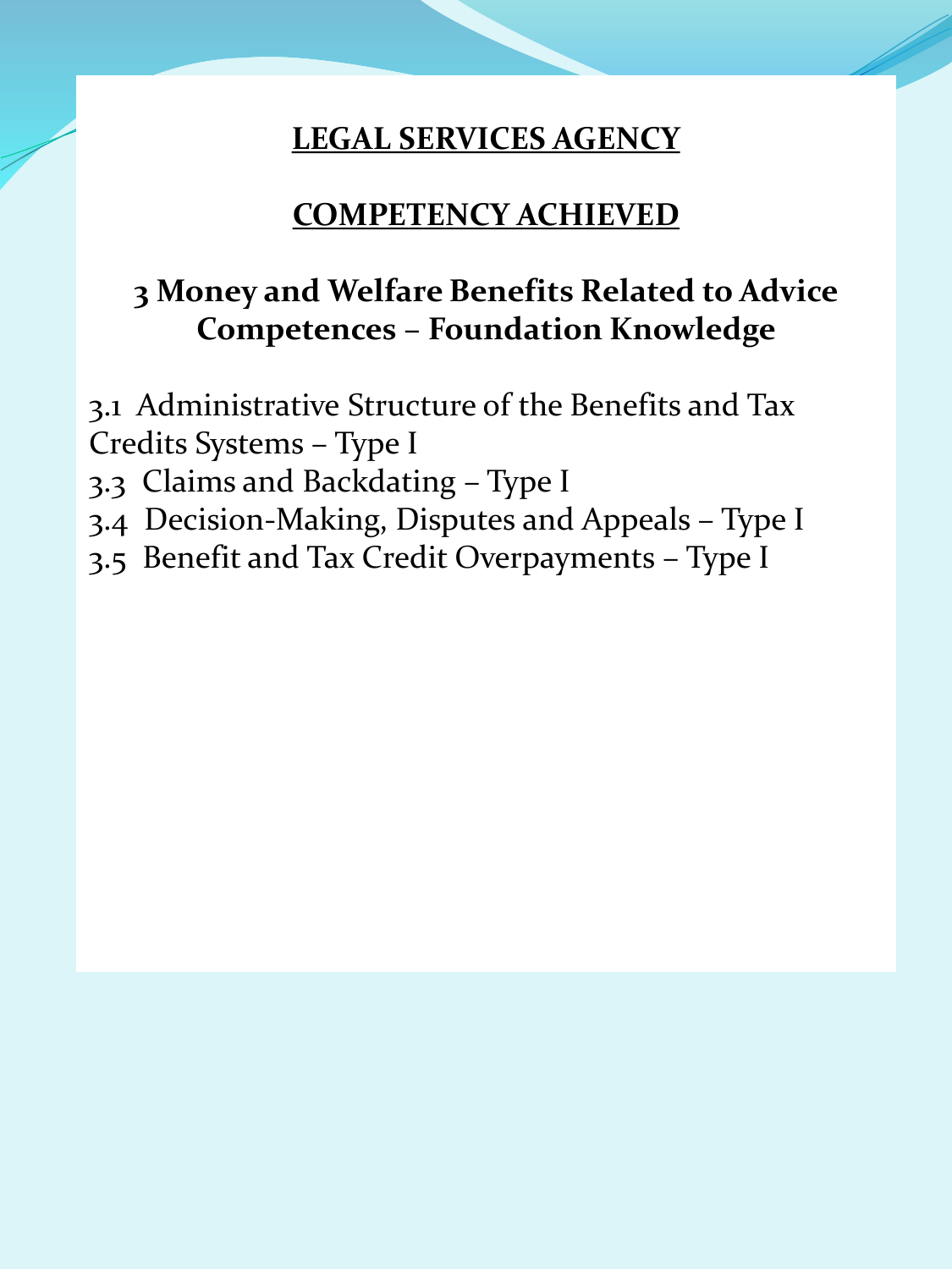# LEGAL SERVICES AGENCY

## COMPETENCY ACHIEVED

### 3 Money and Welfare Benefits Related to Advice Competences – Foundation Knowledge

3.1 Administrative Structure of the Benefits and Tax Credits Systems – Type I
3.3 Claims and Backdating – Type I
3.4 Decision-Making, Disputes and Appeals – Type I
3.5 Benefit and Tax Credit Overpayments – Type I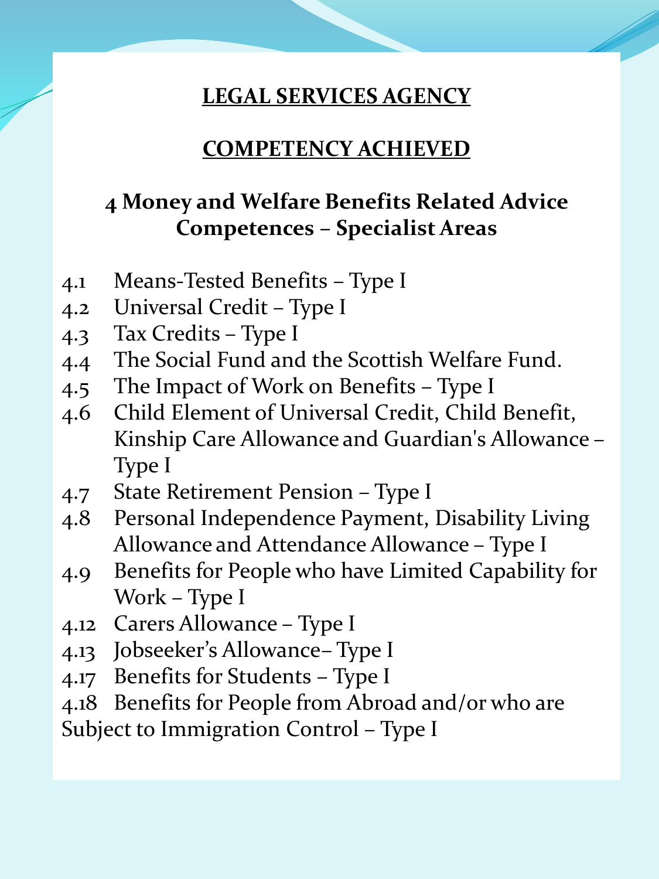# LEGAL SERVICES AGENCY

## COMPETENCY ACHIEVED

### 4 Money and Welfare Benefits Related Advice Competences – Specialist Areas

- 4.1 Means-Tested Benefits – Type I
- 4.2 Universal Credit – Type I
- 4.3 Tax Credits – Type I
- 4.4 The Social Fund and the Scottish Welfare Fund.
- 4.5 The Impact of Work on Benefits – Type I
- 4.6 Child Element of Universal Credit, Child Benefit, Kinship Care Allowance and Guardian's Allowance – Type I
- 4.7 State Retirement Pension – Type I
- 4.8 Personal Independence Payment, Disability Living Allowance and Attendance Allowance – Type I
- 4.9 Benefits for People who have Limited Capability for Work – Type I
- 4.12 Carers Allowance – Type I
- 4.13 Jobseeker's Allowance– Type I
- 4.17 Benefits for Students – Type I
- 4.18 Benefits for People from Abroad and/or who are Subject to Immigration Control – Type I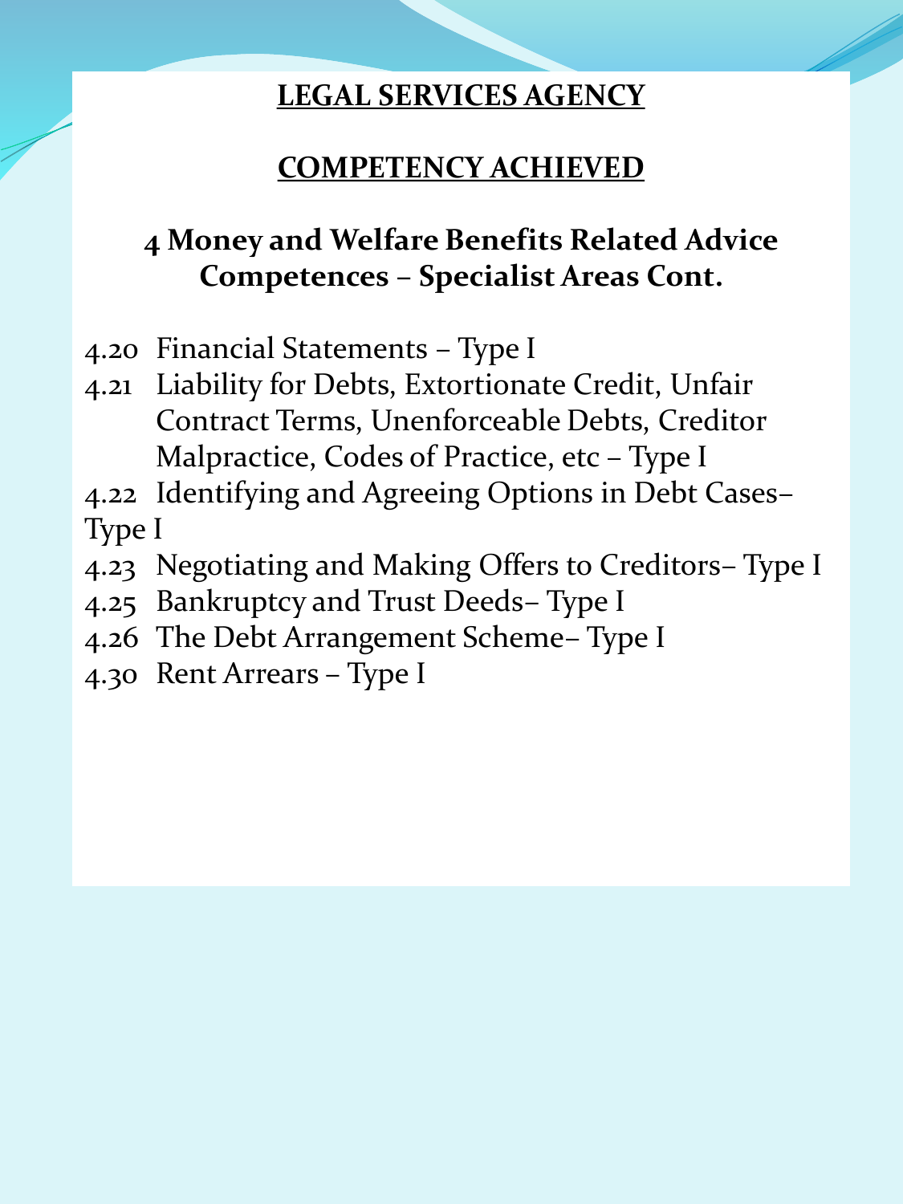# LEGAL SERVICES AGENCY

## COMPETENCY ACHIEVED

### 4 Money and Welfare Benefits Related Advice Competences – Specialist Areas Cont.

- 4.20 Financial Statements – Type I
- 4.21 Liability for Debts, Extortionate Credit, Unfair Contract Terms, Unenforceable Debts, Creditor Malpractice, Codes of Practice, etc – Type I
- 4.22 Identifying and Agreeing Options in Debt Cases– Type I
- 4.23 Negotiating and Making Offers to Creditors– Type I
- 4.25 Bankruptcy and Trust Deeds– Type I
- 4.26 The Debt Arrangement Scheme– Type I
- 4.30 Rent Arrears – Type I